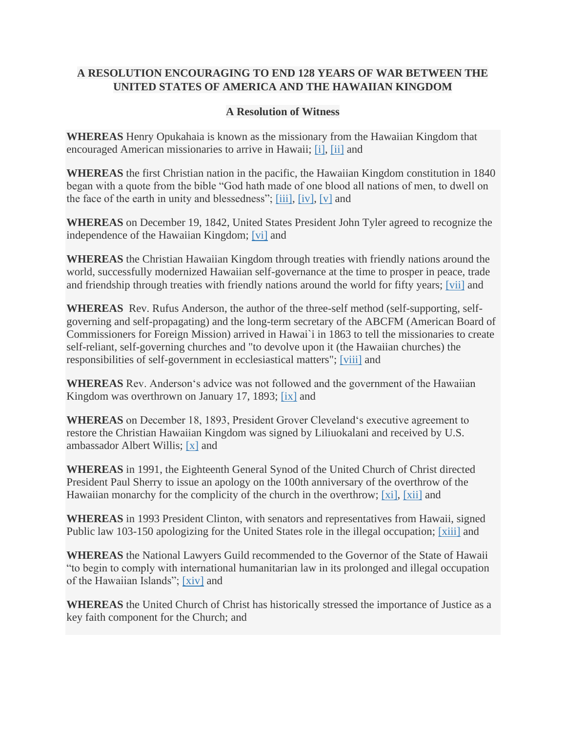**A RESOLUTION ENCOURAGING TO END 128 YEARS OF WAR BETWEEN THE UNITED STATES OF AMERICA AND THE HAWAIIAN KINGDOM**

**A Resolution of Witness**

**WHEREAS** Henry Opukahaia is known as the missionary from the Hawaiian Kingdom that encouraged American missionaries to arrive in Hawaii; [i], [ii] and

**WHEREAS** the first Christian nation in the pacific, the Hawaiian Kingdom constitution in 1840 began with a quote from the bible "God hath made of one blood all nations of men, to dwell on the face of the earth in unity and blessedness"; [iii], [iv], [v] and

**WHEREAS** on December 19, 1842, United States President John Tyler agreed to recognize the independence of the Hawaiian Kingdom; [vi] and

**WHEREAS** the Christian Hawaiian Kingdom through treaties with friendly nations around the world, successfully modernized Hawaiian self-governance at the time to prosper in peace, trade and friendship through treaties with friendly nations around the world for fifty years; [vii] and

**WHEREAS** Rev. Rufus Anderson, the author of the three-self method (self-supporting, self-governing and self-propagating) and the long-term secretary of the ABCFM (American Board of Commissioners for Foreign Mission) arrived in Hawai`i in 1863 to tell the missionaries to create self-reliant, self-governing churches and "to devolve upon it (the Hawaiian churches) the responsibilities of self-government in ecclesiastical matters"; [viii] and

**WHEREAS** Rev. Anderson's advice was not followed and the government of the Hawaiian Kingdom was overthrown on January 17, 1893; [ix] and

**WHEREAS** on December 18, 1893, President Grover Cleveland's executive agreement to restore the Christian Hawaiian Kingdom was signed by Liliuokalani and received by U.S. ambassador Albert Willis; [x] and

**WHEREAS** in 1991, the Eighteenth General Synod of the United Church of Christ directed President Paul Sherry to issue an apology on the 100th anniversary of the overthrow of the Hawaiian monarchy for the complicity of the church in the overthrow; [xi], [xii] and

**WHEREAS** in 1993 President Clinton, with senators and representatives from Hawaii, signed Public law 103-150 apologizing for the United States role in the illegal occupation; [xiii] and

**WHEREAS** the National Lawyers Guild recommended to the Governor of the State of Hawaii "to begin to comply with international humanitarian law in its prolonged and illegal occupation of the Hawaiian Islands"; [xiv] and

**WHEREAS** the United Church of Christ has historically stressed the importance of Justice as a key faith component for the Church; and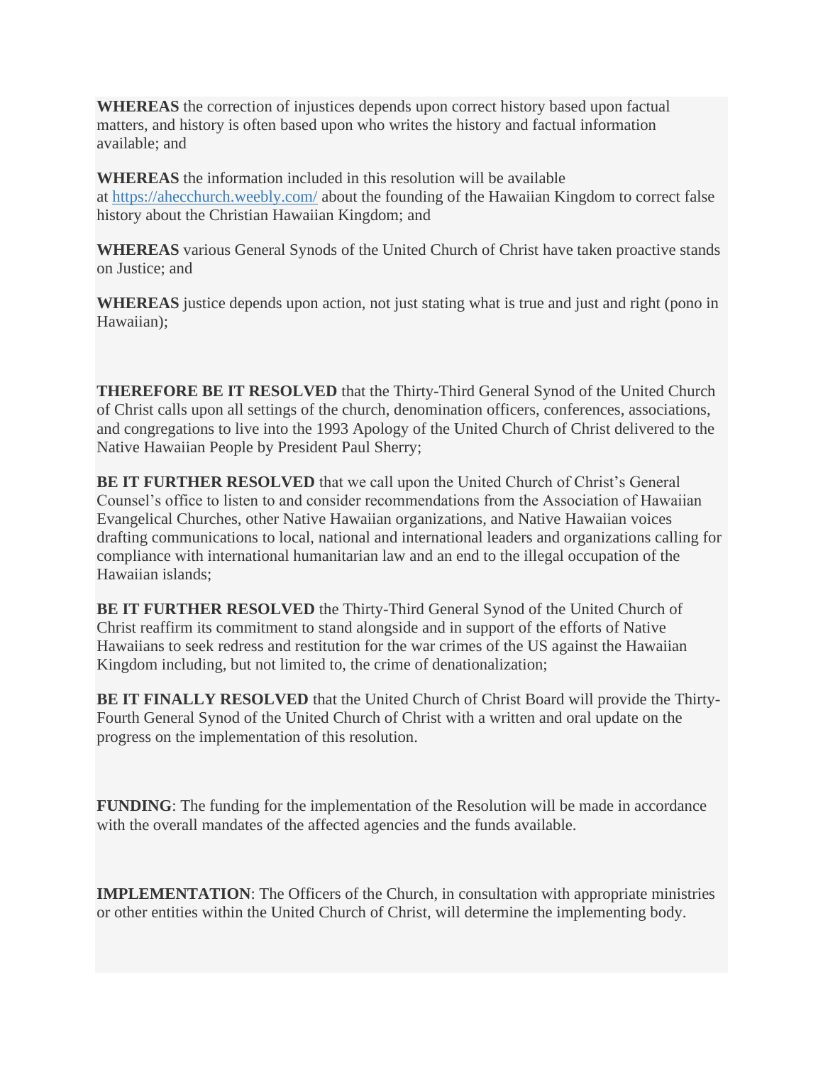**WHEREAS** the correction of injustices depends upon correct history based upon factual matters, and history is often based upon who writes the history and factual information available; and

**WHEREAS** the information included in this resolution will be available at [https://ahecchurch.weebly.com/](https://ahecchurch.weebly.com/) about the founding of the Hawaiian Kingdom to correct false history about the Christian Hawaiian Kingdom; and

**WHEREAS** various General Synods of the United Church of Christ have taken proactive stands on Justice; and

**WHEREAS** justice depends upon action, not just stating what is true and just and right (pono in Hawaiian);

**THEREFORE BE IT RESOLVED** that the Thirty-Third General Synod of the United Church of Christ calls upon all settings of the church, denomination officers, conferences, associations, and congregations to live into the 1993 Apology of the United Church of Christ delivered to the Native Hawaiian People by President Paul Sherry;

**BE IT FURTHER RESOLVED** that we call upon the United Church of Christ's General Counsel's office to listen to and consider recommendations from the Association of Hawaiian Evangelical Churches, other Native Hawaiian organizations, and Native Hawaiian voices drafting communications to local, national and international leaders and organizations calling for compliance with international humanitarian law and an end to the illegal occupation of the Hawaiian islands;

**BE IT FURTHER RESOLVED** the Thirty-Third General Synod of the United Church of Christ reaffirm its commitment to stand alongside and in support of the efforts of Native Hawaiians to seek redress and restitution for the war crimes of the US against the Hawaiian Kingdom including, but not limited to, the crime of denationalization;

**BE IT FINALLY RESOLVED** that the United Church of Christ Board will provide the Thirty-Fourth General Synod of the United Church of Christ with a written and oral update on the progress on the implementation of this resolution.

**FUNDING**: The funding for the implementation of the Resolution will be made in accordance with the overall mandates of the affected agencies and the funds available.

**IMPLEMENTATION**: The Officers of the Church, in consultation with appropriate ministries or other entities within the United Church of Christ, will determine the implementing body.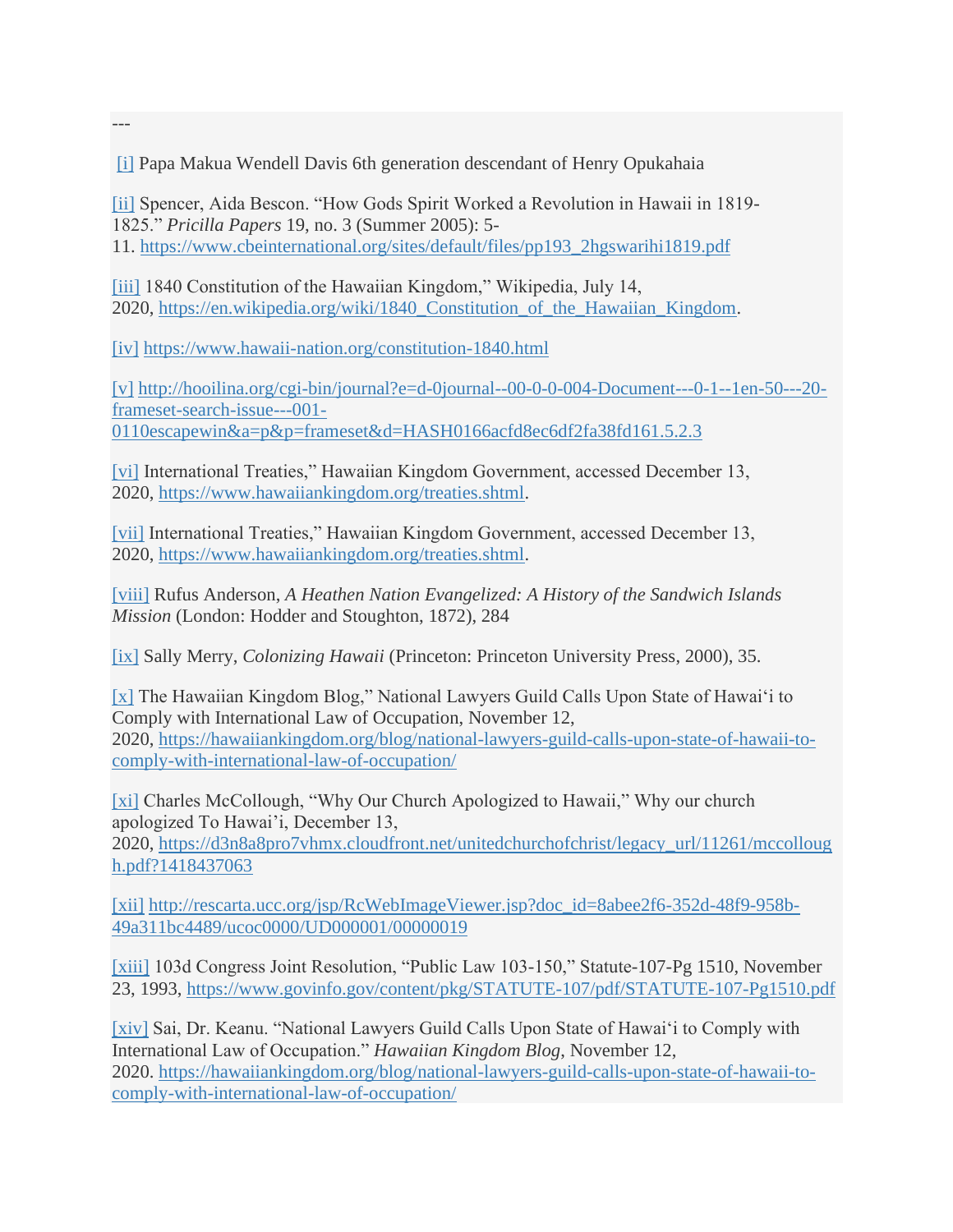---

[i] Papa Makua Wendell Davis 6th generation descendant of Henry Opukahaia

[ii] Spencer, Aida Bescon. "How Gods Spirit Worked a Revolution in Hawaii in 1819-1825." *Pricilla Papers* 19, no. 3 (Summer 2005): 5-11. https://www.cbeinternational.org/sites/default/files/pp193_2hgswarihi1819.pdf

[iii] 1840 Constitution of the Hawaiian Kingdom," Wikipedia, July 14, 2020, https://en.wikipedia.org/wiki/1840_Constitution_of_the_Hawaiian_Kingdom.

[iv] https://www.hawaii-nation.org/constitution-1840.html

[v] http://hooilina.org/cgi-bin/journal?e=d-0journal--00-0-0-004-Document---0-1--1en-50---20-frameset-search-issue---001-0110escapewin&a=p&p=frameset&d=HASH0166acfd8ec6df2fa38fd161.5.2.3

[vi] International Treaties," Hawaiian Kingdom Government, accessed December 13, 2020, https://www.hawaiiankingdom.org/treaties.shtml.

[vii] International Treaties," Hawaiian Kingdom Government, accessed December 13, 2020, https://www.hawaiiankingdom.org/treaties.shtml.

[viii] Rufus Anderson, *A Heathen Nation Evangelized: A History of the Sandwich Islands Mission* (London: Hodder and Stoughton, 1872), 284

[ix] Sally Merry, *Colonizing Hawaii* (Princeton: Princeton University Press, 2000), 35.

[x] The Hawaiian Kingdom Blog," National Lawyers Guild Calls Upon State of Hawai'i to Comply with International Law of Occupation, November 12, 2020, https://hawaiiankingdom.org/blog/national-lawyers-guild-calls-upon-state-of-hawaii-to-comply-with-international-law-of-occupation/

[xi] Charles McCollough, "Why Our Church Apologized to Hawaii," Why our church apologized To Hawai'i, December 13, 2020, https://d3n8a8pro7vhmx.cloudfront.net/unitedchurchofchrist/legacy_url/11261/mccollough.pdf?1418437063

[xii] http://rescarta.ucc.org/jsp/RcWebImageViewer.jsp?doc_id=8abee2f6-352d-48f9-958b-49a311bc4489/ucoc0000/UD000001/00000019

[xiii] 103d Congress Joint Resolution, "Public Law 103-150," Statute-107-Pg 1510, November 23, 1993, https://www.govinfo.gov/content/pkg/STATUTE-107/pdf/STATUTE-107-Pg1510.pdf

[xiv] Sai, Dr. Keanu. "National Lawyers Guild Calls Upon State of Hawai'i to Comply with International Law of Occupation." *Hawaiian Kingdom Blog*, November 12, 2020. https://hawaiiankingdom.org/blog/national-lawyers-guild-calls-upon-state-of-hawaii-to-comply-with-international-law-of-occupation/